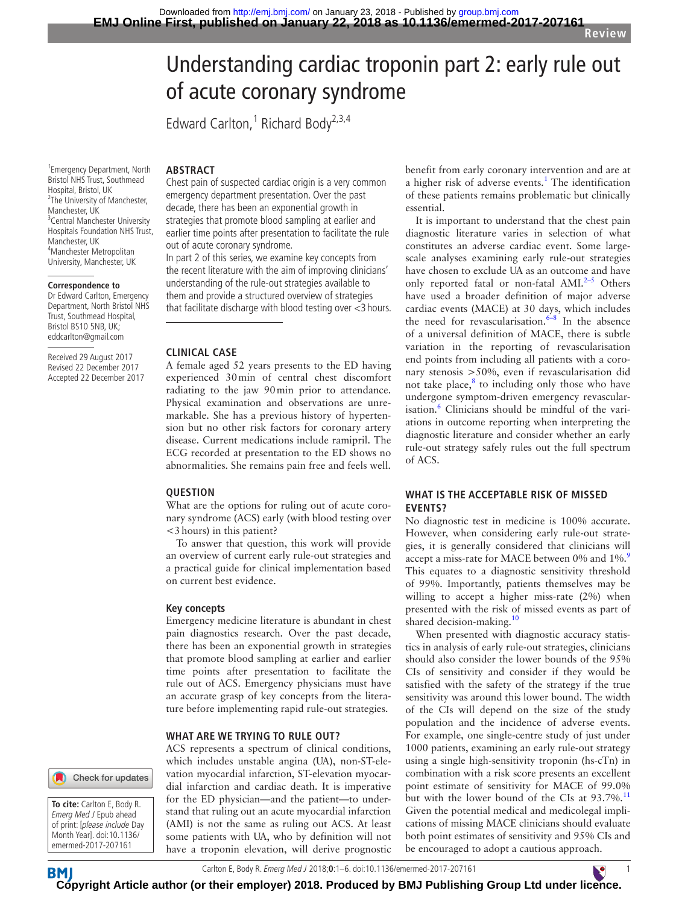# Understanding cardiac troponin part 2: early rule out of acute coronary syndrome

Edward Carlton,[1] Richard Body[2,3,4]

[1]Emergency Department, North Bristol NHS Trust, Southmead Hospital, Bristol, UK
[2]The University of Manchester, Manchester, UK
[3]Central Manchester University Hospitals Foundation NHS Trust, Manchester, UK
[4]Manchester Metropolitan University, Manchester, UK

**Correspondence to**
Dr Edward Carlton, Emergency Department, North Bristol NHS Trust, Southmead Hospital, Bristol BS10 5NB, UK; eddcarlton@gmail.com

Received 29 August 2017
Revised 22 December 2017
Accepted 22 December 2017

**To cite:** Carlton E, Body R. *Emerg Med J* Epub ahead of print: [*please include* Day Month Year]. doi:10.1136/emermed-2017-207161

## ABSTRACT

Chest pain of suspected cardiac origin is a very common emergency department presentation. Over the past decade, there has been an exponential growth in strategies that promote blood sampling at earlier and earlier time points after presentation to facilitate the rule out of acute coronary syndrome.

In part 2 of this series, we examine key concepts from the recent literature with the aim of improving clinicians' understanding of the rule-out strategies available to them and provide a structured overview of strategies that facilitate discharge with blood testing over <3 hours.

## CLINICAL CASE

A female aged 52 years presents to the ED having experienced 30 min of central chest discomfort radiating to the jaw 90 min prior to attendance. Physical examination and observations are unremarkable. She has a previous history of hypertension but no other risk factors for coronary artery disease. Current medications include ramipril. The ECG recorded at presentation to the ED shows no abnormalities. She remains pain free and feels well.

## QUESTION

What are the options for ruling out of acute coronary syndrome (ACS) early (with blood testing over <3 hours) in this patient?

To answer that question, this work will provide an overview of current early rule-out strategies and a practical guide for clinical implementation based on current best evidence.

### Key concepts

Emergency medicine literature is abundant in chest pain diagnostics research. Over the past decade, there has been an exponential growth in strategies that promote blood sampling at earlier and earlier time points after presentation to facilitate the rule out of ACS. Emergency physicians must have an accurate grasp of key concepts from the literature before implementing rapid rule-out strategies.

## WHAT ARE WE TRYING TO RULE OUT?

ACS represents a spectrum of clinical conditions, which includes unstable angina (UA), non-ST-elevation myocardial infarction, ST-elevation myocardial infarction and cardiac death. It is imperative for the ED physician—and the patient—to understand that ruling out an acute myocardial infarction (AMI) is not the same as ruling out ACS. At least some patients with UA, who by definition will not have a troponin elevation, will derive prognostic benefit from early coronary intervention and are at a higher risk of adverse events.[1] The identification of these patients remains problematic but clinically essential.

It is important to understand that the chest pain diagnostic literature varies in selection of what constitutes an adverse cardiac event. Some large-scale analyses examining early rule-out strategies have chosen to exclude UA as an outcome and have only reported fatal or non-fatal AMI.[2–5] Others have used a broader definition of major adverse cardiac events (MACE) at 30 days, which includes the need for revascularisation.[6–8] In the absence of a universal definition of MACE, there is subtle variation in the reporting of revascularisation end points from including all patients with a coronary stenosis >50%, even if revascularisation did not take place,[8] to including only those who have undergone symptom-driven emergency revascularisation.[6] Clinicians should be mindful of the variations in outcome reporting when interpreting the diagnostic literature and consider whether an early rule-out strategy safely rules out the full spectrum of ACS.

## WHAT IS THE ACCEPTABLE RISK OF MISSED EVENTS?

No diagnostic test in medicine is 100% accurate. However, when considering early rule-out strategies, it is generally considered that clinicians will accept a miss-rate for MACE between 0% and 1%.[9] This equates to a diagnostic sensitivity threshold of 99%. Importantly, patients themselves may be willing to accept a higher miss-rate (2%) when presented with the risk of missed events as part of shared decision-making.[10]

When presented with diagnostic accuracy statistics in analysis of early rule-out strategies, clinicians should also consider the lower bounds of the 95% CIs of sensitivity and consider if they would be satisfied with the safety of the strategy if the true sensitivity was around this lower bound. The width of the CIs will depend on the size of the study population and the incidence of adverse events. For example, one single-centre study of just under 1000 patients, examining an early rule-out strategy using a single high-sensitivity troponin (hs-cTn) in combination with a risk score presents an excellent point estimate of sensitivity for MACE of 99.0% but with the lower bound of the CIs at 93.7%.[11] Given the potential medical and medicolegal implications of missing MACE clinicians should evaluate both point estimates of sensitivity and 95% CIs and be encouraged to adopt a cautious approach.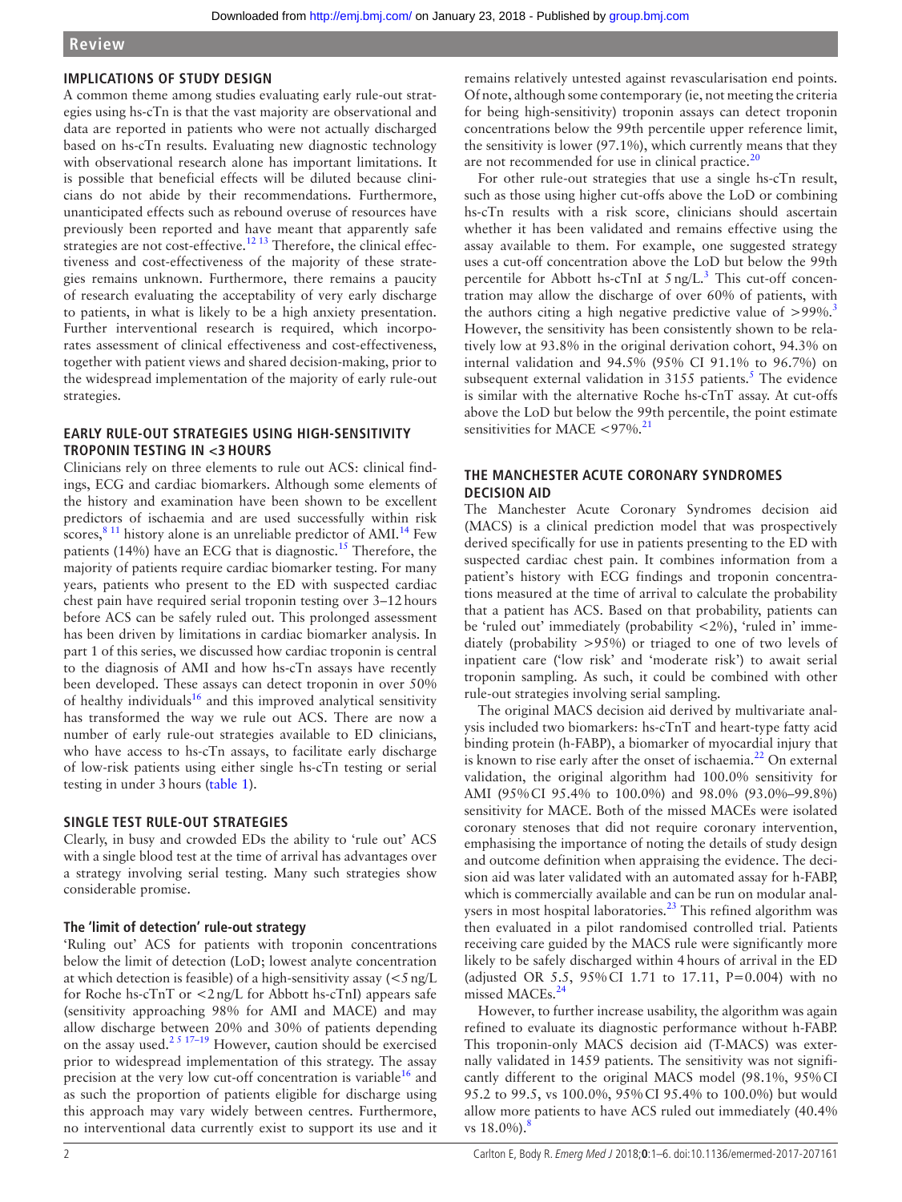## IMPLICATIONS OF STUDY DESIGN

A common theme among studies evaluating early rule-out strategies using hs-cTn is that the vast majority are observational and data are reported in patients who were not actually discharged based on hs-cTn results. Evaluating new diagnostic technology with observational research alone has important limitations. It is possible that beneficial effects will be diluted because clinicians do not abide by their recommendations. Furthermore, unanticipated effects such as rebound overuse of resources have previously been reported and have meant that apparently safe strategies are not cost-effective.[12 13] Therefore, the clinical effectiveness and cost-effectiveness of the majority of these strategies remains unknown. Furthermore, there remains a paucity of research evaluating the acceptability of very early discharge to patients, in what is likely to be a high anxiety presentation. Further interventional research is required, which incorporates assessment of clinical effectiveness and cost-effectiveness, together with patient views and shared decision-making, prior to the widespread implementation of the majority of early rule-out strategies.

## EARLY RULE-OUT STRATEGIES USING HIGH-SENSITIVITY TROPONIN TESTING IN <3 HOURS

Clinicians rely on three elements to rule out ACS: clinical findings, ECG and cardiac biomarkers. Although some elements of the history and examination have been shown to be excellent predictors of ischaemia and are used successfully within risk scores,[8 11] history alone is an unreliable predictor of AMI.[14] Few patients (14%) have an ECG that is diagnostic.[15] Therefore, the majority of patients require cardiac biomarker testing. For many years, patients who present to the ED with suspected cardiac chest pain have required serial troponin testing over 3–12 hours before ACS can be safely ruled out. This prolonged assessment has been driven by limitations in cardiac biomarker analysis. In part 1 of this series, we discussed how cardiac troponin is central to the diagnosis of AMI and how hs-cTn assays have recently been developed. These assays can detect troponin in over 50% of healthy individuals[16] and this improved analytical sensitivity has transformed the way we rule out ACS. There are now a number of early rule-out strategies available to ED clinicians, who have access to hs-cTn assays, to facilitate early discharge of low-risk patients using either single hs-cTn testing or serial testing in under 3 hours (table 1).

## SINGLE TEST RULE-OUT STRATEGIES

Clearly, in busy and crowded EDs the ability to 'rule out' ACS with a single blood test at the time of arrival has advantages over a strategy involving serial testing. Many such strategies show considerable promise.

### The 'limit of detection' rule-out strategy

'Ruling out' ACS for patients with troponin concentrations below the limit of detection (LoD; lowest analyte concentration at which detection is feasible) of a high-sensitivity assay (<5 ng/L for Roche hs-cTnT or <2 ng/L for Abbott hs-cTnI) appears safe (sensitivity approaching 98% for AMI and MACE) and may allow discharge between 20% and 30% of patients depending on the assay used.[2 5 17–19] However, caution should be exercised prior to widespread implementation of this strategy. The assay precision at the very low cut-off concentration is variable[16] and as such the proportion of patients eligible for discharge using this approach may vary widely between centres. Furthermore, no interventional data currently exist to support its use and it remains relatively untested against revascularisation end points. Of note, although some contemporary (ie, not meeting the criteria for being high-sensitivity) troponin assays can detect troponin concentrations below the 99th percentile upper reference limit, the sensitivity is lower (97.1%), which currently means that they are not recommended for use in clinical practice.[20]

For other rule-out strategies that use a single hs-cTn result, such as those using higher cut-offs above the LoD or combining hs-cTn results with a risk score, clinicians should ascertain whether it has been validated and remains effective using the assay available to them. For example, one suggested strategy uses a cut-off concentration above the LoD but below the 99th percentile for Abbott hs-cTnI at 5 ng/L.[3] This cut-off concentration may allow the discharge of over 60% of patients, with the authors citing a high negative predictive value of >99%.[3] However, the sensitivity has been consistently shown to be relatively low at 93.8% in the original derivation cohort, 94.3% on internal validation and 94.5% (95% CI 91.1% to 96.7%) on subsequent external validation in 3155 patients.[5] The evidence is similar with the alternative Roche hs-cTnT assay. At cut-offs above the LoD but below the 99th percentile, the point estimate sensitivities for MACE <97%.[21]

## THE MANCHESTER ACUTE CORONARY SYNDROMES DECISION AID

The Manchester Acute Coronary Syndromes decision aid (MACS) is a clinical prediction model that was prospectively derived specifically for use in patients presenting to the ED with suspected cardiac chest pain. It combines information from a patient's history with ECG findings and troponin concentrations measured at the time of arrival to calculate the probability that a patient has ACS. Based on that probability, patients can be 'ruled out' immediately (probability <2%), 'ruled in' immediately (probability >95%) or triaged to one of two levels of inpatient care ('low risk' and 'moderate risk') to await serial troponin sampling. As such, it could be combined with other rule-out strategies involving serial sampling.

The original MACS decision aid derived by multivariate analysis included two biomarkers: hs-cTnT and heart-type fatty acid binding protein (h-FABP), a biomarker of myocardial injury that is known to rise early after the onset of ischaemia.[22] On external validation, the original algorithm had 100.0% sensitivity for AMI (95% CI 95.4% to 100.0%) and 98.0% (93.0%–99.8%) sensitivity for MACE. Both of the missed MACEs were isolated coronary stenoses that did not require coronary intervention, emphasising the importance of noting the details of study design and outcome definition when appraising the evidence. The decision aid was later validated with an automated assay for h-FABP, which is commercially available and can be run on modular analysers in most hospital laboratories.[23] This refined algorithm was then evaluated in a pilot randomised controlled trial. Patients receiving care guided by the MACS rule were significantly more likely to be safely discharged within 4 hours of arrival in the ED (adjusted OR 5.5, 95% CI 1.71 to 17.11, P=0.004) with no missed MACEs.[24]

However, to further increase usability, the algorithm was again refined to evaluate its diagnostic performance without h-FABP. This troponin-only MACS decision aid (T-MACS) was externally validated in 1459 patients. The sensitivity was not significantly different to the original MACS model (98.1%, 95% CI 95.2 to 99.5, vs 100.0%, 95% CI 95.4% to 100.0%) but would allow more patients to have ACS ruled out immediately (40.4% vs 18.0%).[8]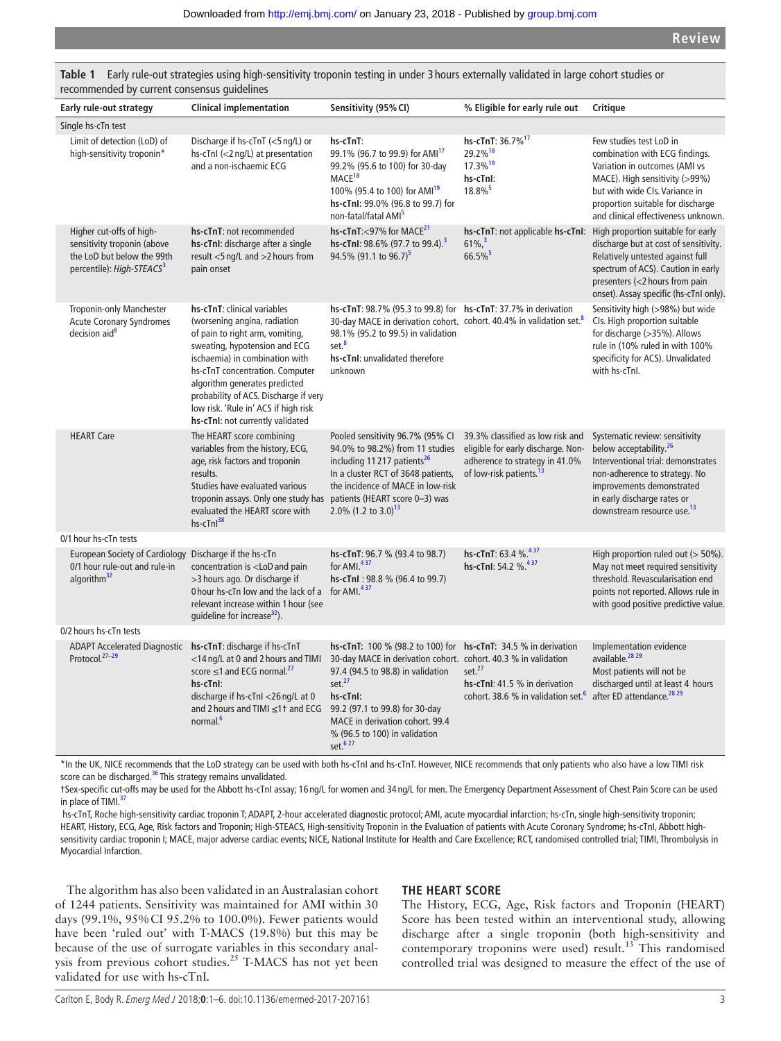**Table 1** Early rule-out strategies using high-sensitivity troponin testing in under 3 hours externally validated in large cohort studies or recommended by current consensus guidelines

| Early rule-out strategy | Clinical implementation | Sensitivity (95% CI) | % Eligible for early rule out | Critique |
|---|---|---|---|---|
| **Single hs-cTn test** | | | | |
| Limit of detection (LoD) of high-sensitivity troponin* | Discharge if hs-cTnT (<5 ng/L) or hs-cTnI (<2 ng/L) at presentation and a non-ischaemic ECG | **hs-cTnT**: 99.1% (96.7 to 99.9) for AMI[17] 99.2% (95.6 to 100) for 30-day MACE[18] 100% (95.4 to 100) for AMI[19] **hs-cTnI**: 99.0% (96.8 to 99.7) for non-fatal/fatal AMI[5] | **hs-cTnT**: 36.7%[17] 29.2%[18] 17.3%[19] **hs-cTnI**: 18.8%[5] | Few studies test LoD in combination with ECG findings. Variation in outcomes (AMI vs MACE). High sensitivity (>99%) but with wide CIs. Variance in proportion suitable for discharge and clinical effectiveness unknown. |
| Higher cut-offs of high-sensitivity troponin (above the LoD but below the 99th percentile): *High-STEACS*[3] | **hs-cTnT**: not recommended **hs-cTnI**: discharge after a single result <5 ng/L and >2 hours from pain onset | **hs-cTnT**:<97% for MACE[21] **hs-cTnI**: 98.6% (97.7 to 99.4).[3] 94.5% (91.1 to 96.7)[5] | **hs-cTnT**: not applicable **hs-cTnI**: 61%,[3] 66.5%[5] | High proportion suitable for early discharge but at cost of sensitivity. Relatively untested against full spectrum of ACS). Caution in early presenters (<2 hours from pain onset). Assay specific (hs-cTnI only). |
| Troponin-only Manchester Acute Coronary Syndromes decision aid[8] | **hs-cTnT**: clinical variables (worsening angina, radiation of pain to right arm, vomiting, sweating, hypotension and ECG ischaemia) in combination with hs-cTnT concentration. Computer algorithm generates predicted probability of ACS. Discharge if very low risk. 'Rule in' ACS if high risk **hs-cTnI**: not currently validated | **hs-cTnT**: 98.7% (95.3 to 99.8) for 30-day MACE in derivation cohort. 98.1% (95.2 to 99.5) in validation set.[8] **hs-cTnI**: unvalidated therefore unknown | **hs-cTnT**: 37.7% in derivation cohort. 40.4% in validation set.[8] | Sensitivity high (>98%) but wide CIs. High proportion suitable for discharge (>35%). Allows rule in (10% ruled in with 100% specificity for ACS). Unvalidated with hs-cTnI. |
| HEART Care | The HEART score combining variables from the history, ECG, age, risk factors and troponin results. Studies have evaluated various troponin assays. Only one study has evaluated the HEART score with hs-cTnI[38] | Pooled sensitivity 96.7% (95% CI 94.0% to 98.2%) from 11 studies including 11 217 patients[26] In a cluster RCT of 3648 patients, the incidence of MACE in low-risk patients (HEART score 0–3) was 2.0% (1.2 to 3.0)[13] | 39.3% classified as low risk and eligible for early discharge. Non-adherence to strategy in 41.0% of low-risk patients.[13] | Systematic review: sensitivity below acceptability.[26] Interventional trial: demonstrates non-adherence to strategy. No improvements demonstrated in early discharge rates or downstream resource use.[13] |
| **0/1 hour hs-cTn tests** | | | | |
| European Society of Cardiology 0/1 hour rule-out and rule-in algorithm[32] | Discharge if the hs-cTn concentration is <LoD and pain >3 hours ago. Or discharge if 0 hour hs-cTn low and the lack of a relevant increase within 1 hour (see guideline for increase[32]). | **hs-cTnT**: 96.7 % (93.4 to 98.7) for AMI.[4 37] **hs-cTnI** : 98.8 % (96.4 to 99.7) for AMI.[4 37] | **hs-cTnT**: 63.4 %.[4 37] **hs-cTnI**: 54.2 %.[4 37] | High proportion ruled out (> 50%). May not meet required sensitivity threshold. Revascularisation end points not reported. Allows rule in with good positive predictive value. |
| **0/2 hours hs-cTn tests** | | | | |
| ADAPT Accelerated Diagnostic Protocol.[27–29] | **hs-cTnT**: discharge if hs-cTnT <14 ng/L at 0 and 2 hours and TIMI score ≤1 and ECG normal.[27] **hs-cTnI**: discharge if hs-cTnI <26 ng/L at 0 and 2 hours and TIMI ≤1† and ECG normal.[6] | **hs-cTnT:** 100 % (98.2 to 100) for 30-day MACE in derivation cohort. 97.4 (94.5 to 98.8) in validation set.[27] **hs-cTnI:** 99.2 (97.1 to 99.8) for 30-day MACE in derivation cohort. 99.4 % (96.5 to 100) in validation set.[6 27] | **hs-cTnT:** 34.5 % in derivation cohort. 40.3 % in validation set.[27] **hs-cTnI**: 41.5 % in derivation cohort. 38.6 % in validation set.[6] | Implementation evidence available.[28 29] Most patients will not be discharged until at least 4 hours after ED attendance.[28 29] |

*In the UK, NICE recommends that the LoD strategy can be used with both hs-cTnI and hs-cTnT. However, NICE recommends that only patients who also have a low TIMI risk score can be discharged.[36] This strategy remains unvalidated.

†Sex-specific cut-offs may be used for the Abbott hs-cTnI assay; 16 ng/L for women and 34 ng/L for men. The Emergency Department Assessment of Chest Pain Score can be used in place of TIMI.[37]

hs-cTnT, Roche high-sensitivity cardiac troponin T; ADAPT, 2-hour accelerated diagnostic protocol; AMI, acute myocardial infarction; hs-cTn, single high-sensitivity troponin; HEART, History, ECG, Age, Risk factors and Troponin; High-STEACS, High-sensitivity Troponin in the Evaluation of patients with Acute Coronary Syndrome; hs-cTnI, Abbott high-sensitivity cardiac troponin I; MACE, major adverse cardiac events; NICE, National Institute for Health and Care Excellence; RCT, randomised controlled trial; TIMI, Thrombolysis in Myocardial Infarction.

The algorithm has also been validated in an Australasian cohort of 1244 patients. Sensitivity was maintained for AMI within 30 days (99.1%, 95% CI 95.2% to 100.0%). Fewer patients would have been 'ruled out' with T-MACS (19.8%) but this may be because of the use of surrogate variables in this secondary analysis from previous cohort studies.[25] T-MACS has not yet been validated for use with hs-cTnI.

## THE HEART SCORE

The History, ECG, Age, Risk factors and Troponin (HEART) Score has been tested within an interventional study, allowing discharge after a single troponin (both high-sensitivity and contemporary troponins were used) result.[13] This randomised controlled trial was designed to measure the effect of the use of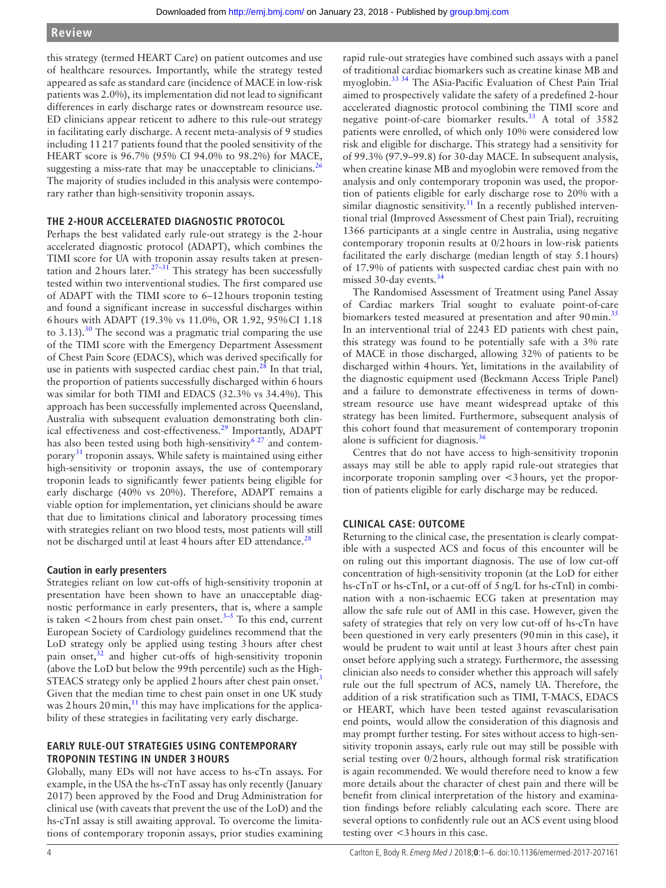this strategy (termed HEART Care) on patient outcomes and use of healthcare resources. Importantly, while the strategy tested appeared as safe as standard care (incidence of MACE in low-risk patients was 2.0%), its implementation did not lead to significant differences in early discharge rates or downstream resource use. ED clinicians appear reticent to adhere to this rule-out strategy in facilitating early discharge. A recent meta-analysis of 9 studies including 11 217 patients found that the pooled sensitivity of the HEART score is 96.7% (95% CI 94.0% to 98.2%) for MACE, suggesting a miss-rate that may be unacceptable to clinicians.[26] The majority of studies included in this analysis were contemporary rather than high-sensitivity troponin assays.

## THE 2-HOUR ACCELERATED DIAGNOSTIC PROTOCOL

Perhaps the best validated early rule-out strategy is the 2-hour accelerated diagnostic protocol (ADAPT), which combines the TIMI score for UA with troponin assay results taken at presentation and 2 hours later.[27–31] This strategy has been successfully tested within two interventional studies. The first compared use of ADAPT with the TIMI score to 6–12 hours troponin testing and found a significant increase in successful discharges within 6 hours with ADAPT (19.3% vs 11.0%, OR 1.92, 95% CI 1.18 to 3.13).[30] The second was a pragmatic trial comparing the use of the TIMI score with the Emergency Department Assessment of Chest Pain Score (EDACS), which was derived specifically for use in patients with suspected cardiac chest pain.[28] In that trial, the proportion of patients successfully discharged within 6 hours was similar for both TIMI and EDACS (32.3% vs 34.4%). This approach has been successfully implemented across Queensland, Australia with subsequent evaluation demonstrating both clinical effectiveness and cost-effectiveness.[29] Importantly, ADAPT has also been tested using both high-sensitivity[6 27] and contemporary[31] troponin assays. While safety is maintained using either high-sensitivity or troponin assays, the use of contemporary troponin leads to significantly fewer patients being eligible for early discharge (40% vs 20%). Therefore, ADAPT remains a viable option for implementation, yet clinicians should be aware that due to limitations clinical and laboratory processing times with strategies reliant on two blood tests, most patients will still not be discharged until at least 4 hours after ED attendance.[28]

### Caution in early presenters

Strategies reliant on low cut-offs of high-sensitivity troponin at presentation have been shown to have an unacceptable diagnostic performance in early presenters, that is, where a sample is taken <2 hours from chest pain onset.[3–5] To this end, current European Society of Cardiology guidelines recommend that the LoD strategy only be applied using testing 3 hours after chest pain onset,[32] and higher cut-offs of high-sensitivity troponin (above the LoD but below the 99th percentile) such as the High-STEACS strategy only be applied 2 hours after chest pain onset.[3] Given that the median time to chest pain onset in one UK study was 2 hours 20 min,[11] this may have implications for the applicability of these strategies in facilitating very early discharge.

## EARLY RULE-OUT STRATEGIES USING CONTEMPORARY TROPONIN TESTING IN UNDER 3 HOURS

Globally, many EDs will not have access to hs-cTn assays. For example, in the USA the hs-cTnT assay has only recently (January 2017) been approved by the Food and Drug Administration for clinical use (with caveats that prevent the use of the LoD) and the hs-cTnI assay is still awaiting approval. To overcome the limitations of contemporary troponin assays, prior studies examining rapid rule-out strategies have combined such assays with a panel of traditional cardiac biomarkers such as creatine kinase MB and myoglobin.[33 34] The ASia-Pacific Evaluation of Chest Pain Trial aimed to prospectively validate the safety of a predefined 2-hour accelerated diagnostic protocol combining the TIMI score and negative point-of-care biomarker results.[33] A total of 3582 patients were enrolled, of which only 10% were considered low risk and eligible for discharge. This strategy had a sensitivity for of 99.3% (97.9–99.8) for 30-day MACE. In subsequent analysis, when creatine kinase MB and myoglobin were removed from the analysis and only contemporary troponin was used, the proportion of patients eligible for early discharge rose to 20% with a similar diagnostic sensitivity.[31] In a recently published interventional trial (Improved Assessment of Chest pain Trial), recruiting 1366 participants at a single centre in Australia, using negative contemporary troponin results at 0/2 hours in low-risk patients facilitated the early discharge (median length of stay 5.1 hours) of 17.9% of patients with suspected cardiac chest pain with no missed 30-day events.[34]

The Randomised Assessment of Treatment using Panel Assay of Cardiac markers Trial sought to evaluate point-of-care biomarkers tested measured at presentation and after 90 min.[35] In an interventional trial of 2243 ED patients with chest pain, this strategy was found to be potentially safe with a 3% rate of MACE in those discharged, allowing 32% of patients to be discharged within 4 hours. Yet, limitations in the availability of the diagnostic equipment used (Beckmann Access Triple Panel) and a failure to demonstrate effectiveness in terms of downstream resource use have meant widespread uptake of this strategy has been limited. Furthermore, subsequent analysis of this cohort found that measurement of contemporary troponin alone is sufficient for diagnosis.[36]

Centres that do not have access to high-sensitivity troponin assays may still be able to apply rapid rule-out strategies that incorporate troponin sampling over <3 hours, yet the proportion of patients eligible for early discharge may be reduced.

## CLINICAL CASE: OUTCOME

Returning to the clinical case, the presentation is clearly compatible with a suspected ACS and focus of this encounter will be on ruling out this important diagnosis. The use of low cut-off concentration of high-sensitivity troponin (at the LoD for either hs-cTnT or hs-cTnI, or a cut-off of 5 ng/L for hs-cTnI) in combination with a non-ischaemic ECG taken at presentation may allow the safe rule out of AMI in this case. However, given the safety of strategies that rely on very low cut-off of hs-cTn have been questioned in very early presenters (90 min in this case), it would be prudent to wait until at least 3 hours after chest pain onset before applying such a strategy. Furthermore, the assessing clinician also needs to consider whether this approach will safely rule out the full spectrum of ACS, namely UA. Therefore, the addition of a risk stratification such as TIMI, T-MACS, EDACS or HEART, which have been tested against revascularisation end points, would allow the consideration of this diagnosis and may prompt further testing. For sites without access to high-sensitivity troponin assays, early rule out may still be possible with serial testing over 0/2 hours, although formal risk stratification is again recommended. We would therefore need to know a few more details about the character of chest pain and there will be benefit from clinical interpretation of the history and examination findings before reliably calculating each score. There are several options to confidently rule out an ACS event using blood testing over <3 hours in this case.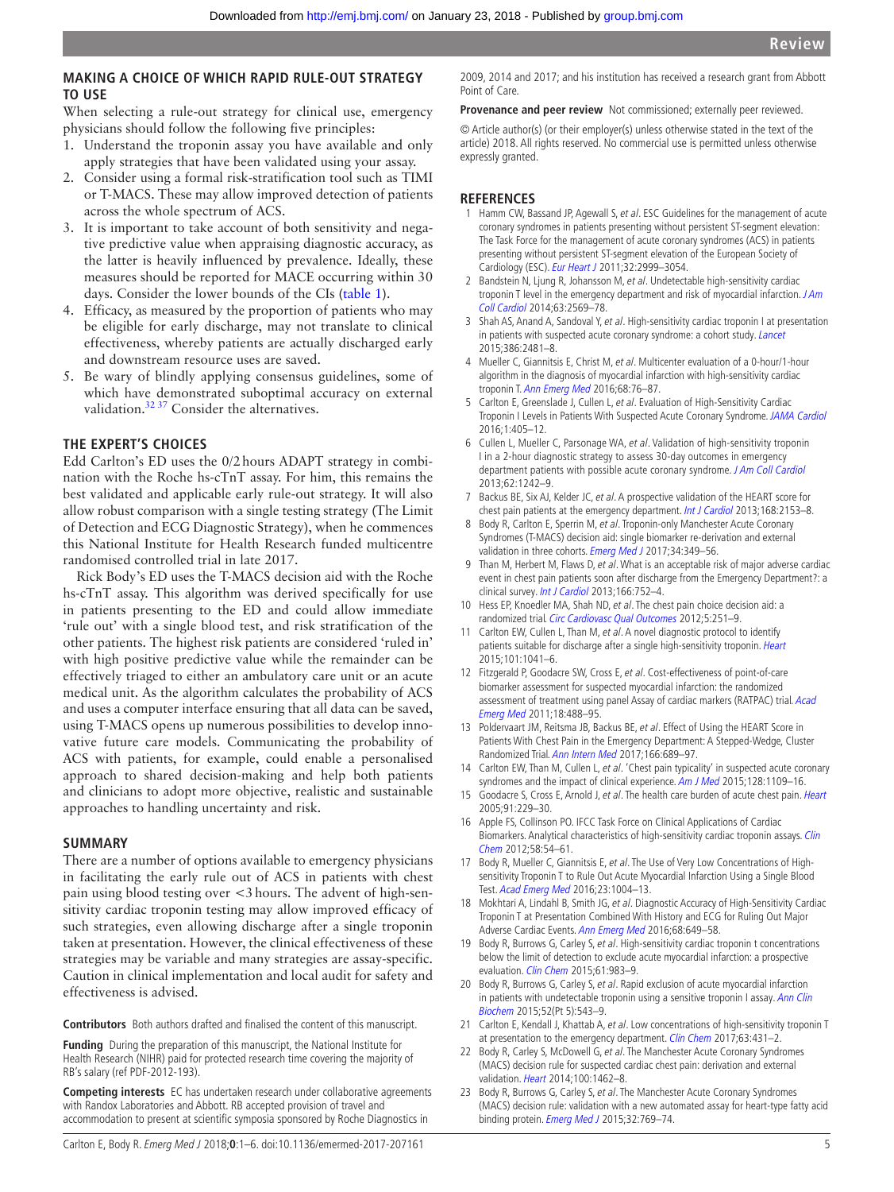## MAKING A CHOICE OF WHICH RAPID RULE-OUT STRATEGY TO USE

When selecting a rule-out strategy for clinical use, emergency physicians should follow the following five principles:

1. Understand the troponin assay you have available and only apply strategies that have been validated using your assay.
2. Consider using a formal risk-stratification tool such as TIMI or T-MACS. These may allow improved detection of patients across the whole spectrum of ACS.
3. It is important to take account of both sensitivity and negative predictive value when appraising diagnostic accuracy, as the latter is heavily influenced by prevalence. Ideally, these measures should be reported for MACE occurring within 30 days. Consider the lower bounds of the CIs (table 1).
4. Efficacy, as measured by the proportion of patients who may be eligible for early discharge, may not translate to clinical effectiveness, whereby patients are actually discharged early and downstream resource uses are saved.
5. Be wary of blindly applying consensus guidelines, some of which have demonstrated suboptimal accuracy on external validation.[32 37] Consider the alternatives.

## THE EXPERT'S CHOICES

Edd Carlton's ED uses the 0/2 hours ADAPT strategy in combination with the Roche hs-cTnT assay. For him, this remains the best validated and applicable early rule-out strategy. It will also allow robust comparison with a single testing strategy (The Limit of Detection and ECG Diagnostic Strategy), when he commences this National Institute for Health Research funded multicentre randomised controlled trial in late 2017.

Rick Body's ED uses the T-MACS decision aid with the Roche hs-cTnT assay. This algorithm was derived specifically for use in patients presenting to the ED and could allow immediate 'rule out' with a single blood test, and risk stratification of the other patients. The highest risk patients are considered 'ruled in' with high positive predictive value while the remainder can be effectively triaged to either an ambulatory care unit or an acute medical unit. As the algorithm calculates the probability of ACS and uses a computer interface ensuring that all data can be saved, using T-MACS opens up numerous possibilities to develop innovative future care models. Communicating the probability of ACS with patients, for example, could enable a personalised approach to shared decision-making and help both patients and clinicians to adopt more objective, realistic and sustainable approaches to handling uncertainty and risk.

## SUMMARY

There are a number of options available to emergency physicians in facilitating the early rule out of ACS in patients with chest pain using blood testing over <3 hours. The advent of high-sensitivity cardiac troponin testing may allow improved efficacy of such strategies, even allowing discharge after a single troponin taken at presentation. However, the clinical effectiveness of these strategies may be variable and many strategies are assay-specific. Caution in clinical implementation and local audit for safety and effectiveness is advised.

**Contributors** Both authors drafted and finalised the content of this manuscript.

**Funding** During the preparation of this manuscript, the National Institute for Health Research (NIHR) paid for protected research time covering the majority of RB's salary (ref PDF-2012-193).

**Competing interests** EC has undertaken research under collaborative agreements with Randox Laboratories and Abbott. RB accepted provision of travel and accommodation to present at scientific symposia sponsored by Roche Diagnostics in 2009, 2014 and 2017; and his institution has received a research grant from Abbott Point of Care.

**Provenance and peer review** Not commissioned; externally peer reviewed.

© Article author(s) (or their employer(s) unless otherwise stated in the text of the article) 2018. All rights reserved. No commercial use is permitted unless otherwise expressly granted.

## REFERENCES

1. Hamm CW, Bassand JP, Agewall S, *et al*. ESC Guidelines for the management of acute coronary syndromes in patients presenting without persistent ST-segment elevation: The Task Force for the management of acute coronary syndromes (ACS) in patients presenting without persistent ST-segment elevation of the European Society of Cardiology (ESC). *Eur Heart J* 2011;32:2999–3054.
2. Bandstein N, Ljung R, Johansson M, *et al*. Undetectable high-sensitivity cardiac troponin T level in the emergency department and risk of myocardial infarction. *J Am Coll Cardiol* 2014;63:2569–78.
3. Shah AS, Anand A, Sandoval Y, *et al*. High-sensitivity cardiac troponin I at presentation in patients with suspected acute coronary syndrome: a cohort study. *Lancet* 2015;386:2481–8.
4. Mueller C, Giannitsis E, Christ M, *et al*. Multicenter evaluation of a 0-hour/1-hour algorithm in the diagnosis of myocardial infarction with high-sensitivity cardiac troponin T. *Ann Emerg Med* 2016;68:76–87.
5. Carlton E, Greenslade J, Cullen L, *et al*. Evaluation of High-Sensitivity Cardiac Troponin I Levels in Patients With Suspected Acute Coronary Syndrome. *JAMA Cardiol* 2016;1:405–12.
6. Cullen L, Mueller C, Parsonage WA, *et al*. Validation of high-sensitivity troponin I in a 2-hour diagnostic strategy to assess 30-day outcomes in emergency department patients with possible acute coronary syndrome. *J Am Coll Cardiol* 2013;62:1242–9.
7. Backus BE, Six AJ, Kelder JC, *et al*. A prospective validation of the HEART score for chest pain patients at the emergency department. *Int J Cardiol* 2013;168:2153–8.
8. Body R, Carlton E, Sperrin M, *et al*. Troponin-only Manchester Acute Coronary Syndromes (T-MACS) decision aid: single biomarker re-derivation and external validation in three cohorts. *Emerg Med J* 2017;34:349–56.
9. Than M, Herbert M, Flaws D, *et al*. What is an acceptable risk of major adverse cardiac event in chest pain patients soon after discharge from the Emergency Department?: a clinical survey. *Int J Cardiol* 2013;166:752–4.
10. Hess EP, Knoedler MA, Shah ND, *et al*. The chest pain choice decision aid: a randomized trial. *Circ Cardiovasc Qual Outcomes* 2012;5:251–9.
11. Carlton EW, Cullen L, Than M, *et al*. A novel diagnostic protocol to identify patients suitable for discharge after a single high-sensitivity troponin. *Heart* 2015;101:1041–6.
12. Fitzgerald P, Goodacre SW, Cross E, *et al*. Cost-effectiveness of point-of-care biomarker assessment for suspected myocardial infarction: the randomized assessment of treatment using panel Assay of cardiac markers (RATPAC) trial. *Acad Emerg Med* 2011;18:488–95.
13. Poldervaart JM, Reitsma JB, Backus BE, *et al*. Effect of Using the HEART Score in Patients With Chest Pain in the Emergency Department: A Stepped-Wedge, Cluster Randomized Trial. *Ann Intern Med* 2017;166:689–97.
14. Carlton EW, Than M, Cullen L, *et al*. 'Chest pain typicality' in suspected acute coronary syndromes and the impact of clinical experience. *Am J Med* 2015;128:1109–16.
15. Goodacre S, Cross E, Arnold J, *et al*. The health care burden of acute chest pain. *Heart* 2005;91:229–30.
16. Apple FS, Collinson PO. IFCC Task Force on Clinical Applications of Cardiac Biomarkers. Analytical characteristics of high-sensitivity cardiac troponin assays. *Clin Chem* 2012;58:54–61.
17. Body R, Mueller C, Giannitsis E, *et al*. The Use of Very Low Concentrations of High-sensitivity Troponin T to Rule Out Acute Myocardial Infarction Using a Single Blood Test. *Acad Emerg Med* 2016;23:1004–13.
18. Mokhtari A, Lindahl B, Smith JG, *et al*. Diagnostic Accuracy of High-Sensitivity Cardiac Troponin T at Presentation Combined With History and ECG for Ruling Out Major Adverse Cardiac Events. *Ann Emerg Med* 2016;68:649–58.
19. Body R, Burrows G, Carley S, *et al*. High-sensitivity cardiac troponin t concentrations below the limit of detection to exclude acute myocardial infarction: a prospective evaluation. *Clin Chem* 2015;61:983–9.
20. Body R, Burrows G, Carley S, *et al*. Rapid exclusion of acute myocardial infarction in patients with undetectable troponin using a sensitive troponin I assay. *Ann Clin Biochem* 2015;52(Pt 5):543–9.
21. Carlton E, Kendall J, Khattab A, *et al*. Low concentrations of high-sensitivity troponin T at presentation to the emergency department. *Clin Chem* 2017;63:431–2.
22. Body R, Carley S, McDowell G, *et al*. The Manchester Acute Coronary Syndromes (MACS) decision rule for suspected cardiac chest pain: derivation and external validation. *Heart* 2014;100:1462–8.
23. Body R, Burrows G, Carley S, *et al*. The Manchester Acute Coronary Syndromes (MACS) decision rule: validation with a new automated assay for heart-type fatty acid binding protein. *Emerg Med J* 2015;32:769–74.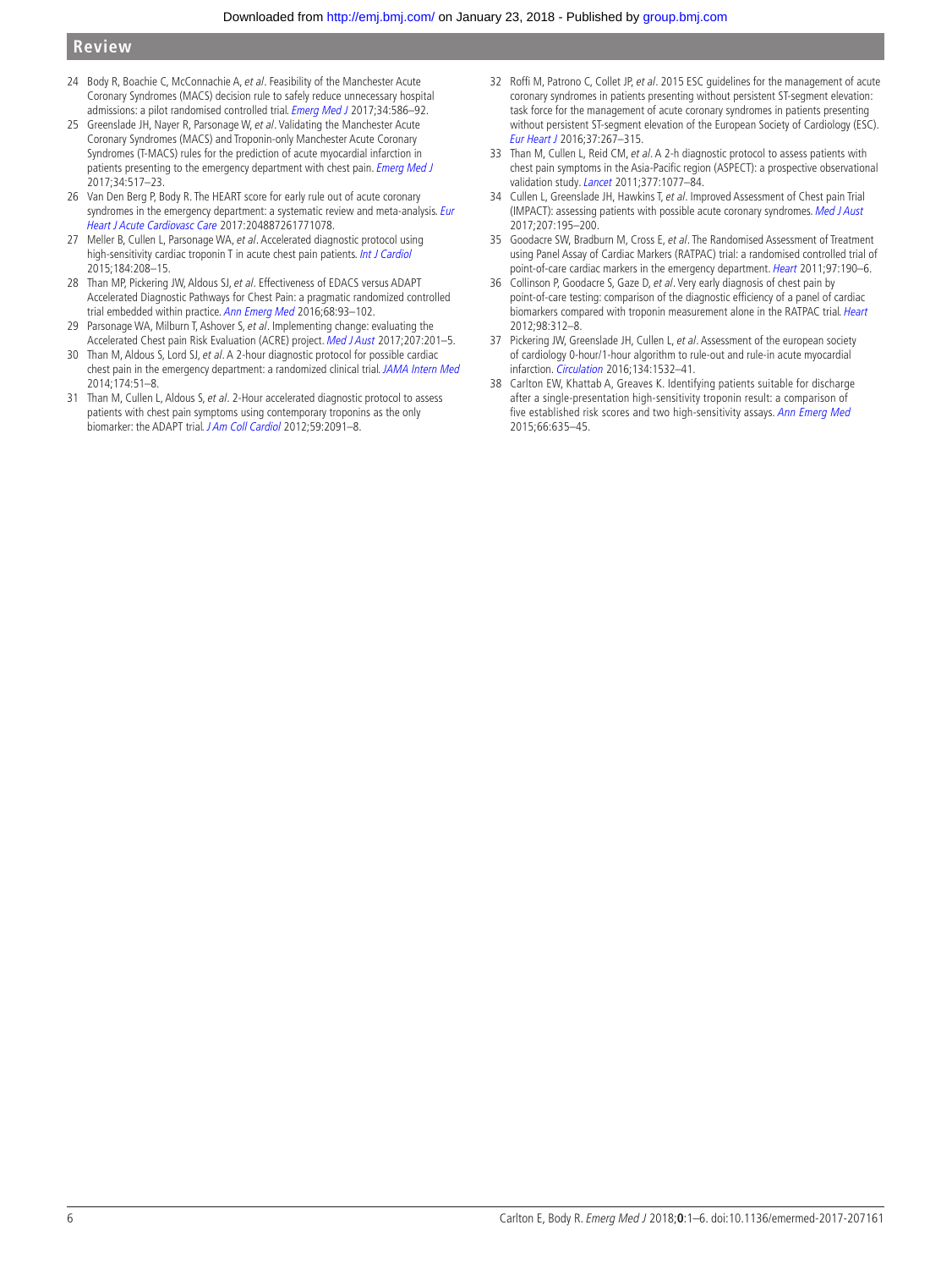24 Body R, Boachie C, McConnachie A, *et al*. Feasibility of the Manchester Acute Coronary Syndromes (MACS) decision rule to safely reduce unnecessary hospital admissions: a pilot randomised controlled trial. *Emerg Med J* 2017;34:586–92.

25 Greenslade JH, Nayer R, Parsonage W, *et al*. Validating the Manchester Acute Coronary Syndromes (MACS) and Troponin-only Manchester Acute Coronary Syndromes (T-MACS) rules for the prediction of acute myocardial infarction in patients presenting to the emergency department with chest pain. *Emerg Med J* 2017;34:517–23.

26 Van Den Berg P, Body R. The HEART score for early rule out of acute coronary syndromes in the emergency department: a systematic review and meta-analysis. *Eur Heart J Acute Cardiovasc Care* 2017:204887261771078.

27 Meller B, Cullen L, Parsonage WA, *et al*. Accelerated diagnostic protocol using high-sensitivity cardiac troponin T in acute chest pain patients. *Int J Cardiol* 2015;184:208–15.

28 Than MP, Pickering JW, Aldous SJ, *et al*. Effectiveness of EDACS versus ADAPT Accelerated Diagnostic Pathways for Chest Pain: a pragmatic randomized controlled trial embedded within practice. *Ann Emerg Med* 2016;68:93–102.

29 Parsonage WA, Milburn T, Ashover S, *et al*. Implementing change: evaluating the Accelerated Chest pain Risk Evaluation (ACRE) project. *Med J Aust* 2017;207:201–5.

30 Than M, Aldous S, Lord SJ, *et al*. A 2-hour diagnostic protocol for possible cardiac chest pain in the emergency department: a randomized clinical trial. *JAMA Intern Med* 2014;174:51–8.

31 Than M, Cullen L, Aldous S, *et al*. 2-Hour accelerated diagnostic protocol to assess patients with chest pain symptoms using contemporary troponins as the only biomarker: the ADAPT trial. *J Am Coll Cardiol* 2012;59:2091–8.

32 Roffi M, Patrono C, Collet JP, *et al*. 2015 ESC guidelines for the management of acute coronary syndromes in patients presenting without persistent ST-segment elevation: task force for the management of acute coronary syndromes in patients presenting without persistent ST-segment elevation of the European Society of Cardiology (ESC). *Eur Heart J* 2016;37:267–315.

33 Than M, Cullen L, Reid CM, *et al*. A 2-h diagnostic protocol to assess patients with chest pain symptoms in the Asia-Pacific region (ASPECT): a prospective observational validation study. *Lancet* 2011;377:1077–84.

34 Cullen L, Greenslade JH, Hawkins T, *et al*. Improved Assessment of Chest pain Trial (IMPACT): assessing patients with possible acute coronary syndromes. *Med J Aust* 2017;207:195–200.

35 Goodacre SW, Bradburn M, Cross E, *et al*. The Randomised Assessment of Treatment using Panel Assay of Cardiac Markers (RATPAC) trial: a randomised controlled trial of point-of-care cardiac markers in the emergency department. *Heart* 2011;97:190–6.

36 Collinson P, Goodacre S, Gaze D, *et al*. Very early diagnosis of chest pain by point-of-care testing: comparison of the diagnostic efficiency of a panel of cardiac biomarkers compared with troponin measurement alone in the RATPAC trial. *Heart* 2012;98:312–8.

37 Pickering JW, Greenslade JH, Cullen L, *et al*. Assessment of the european society of cardiology 0-hour/1-hour algorithm to rule-out and rule-in acute myocardial infarction. *Circulation* 2016;134:1532–41.

38 Carlton EW, Khattab A, Greaves K. Identifying patients suitable for discharge after a single-presentation high-sensitivity troponin result: a comparison of five established risk scores and two high-sensitivity assays. *Ann Emerg Med* 2015;66:635–45.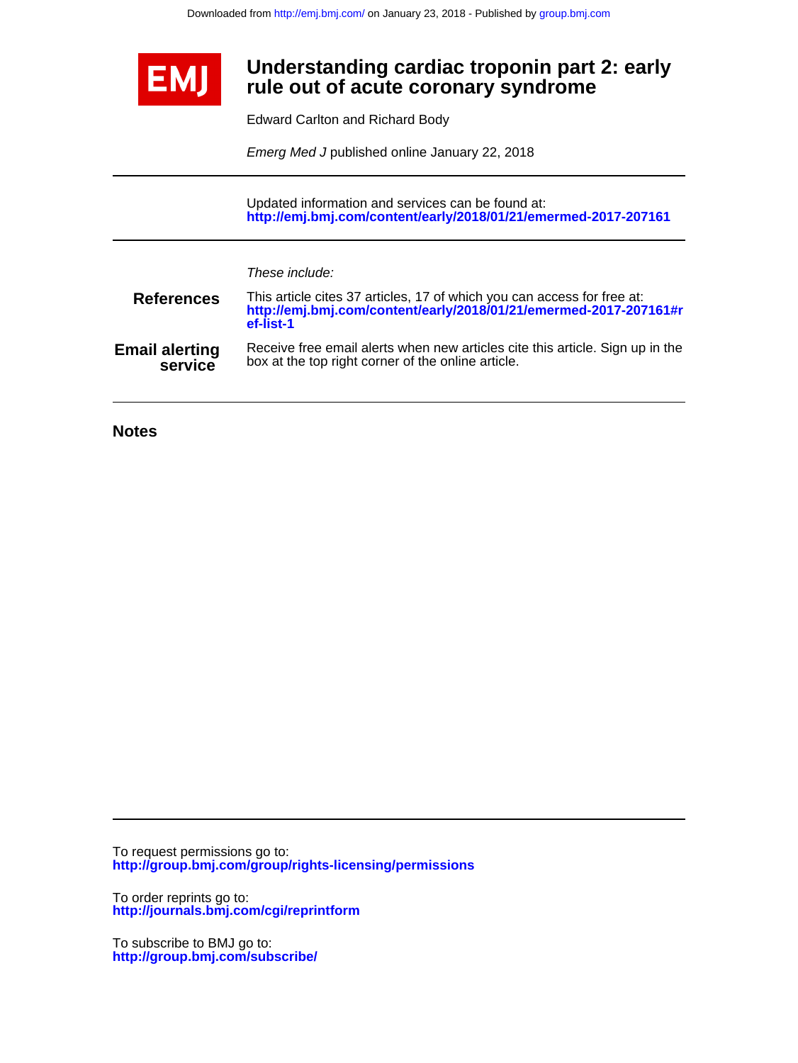Downloaded from http://emj.bmj.com/ on January 23, 2018 - Published by group.bmj.com

EMJ

# Understanding cardiac troponin part 2: early rule out of acute coronary syndrome

Edward Carlton and Richard Body

*Emerg Med J* published online January 22, 2018

Updated information and services can be found at:
**http://emj.bmj.com/content/early/2018/01/21/emermed-2017-207161**

*These include:*

**References**

This article cites 37 articles, 17 of which you can access for free at:
**http://emj.bmj.com/content/early/2018/01/21/emermed-2017-207161#ref-list-1**

**Email alerting service**

Receive free email alerts when new articles cite this article. Sign up in the box at the top right corner of the online article.

## Notes

To request permissions go to:
**http://group.bmj.com/group/rights-licensing/permissions**

To order reprints go to:
**http://journals.bmj.com/cgi/reprintform**

To subscribe to BMJ go to:
**http://group.bmj.com/subscribe/**